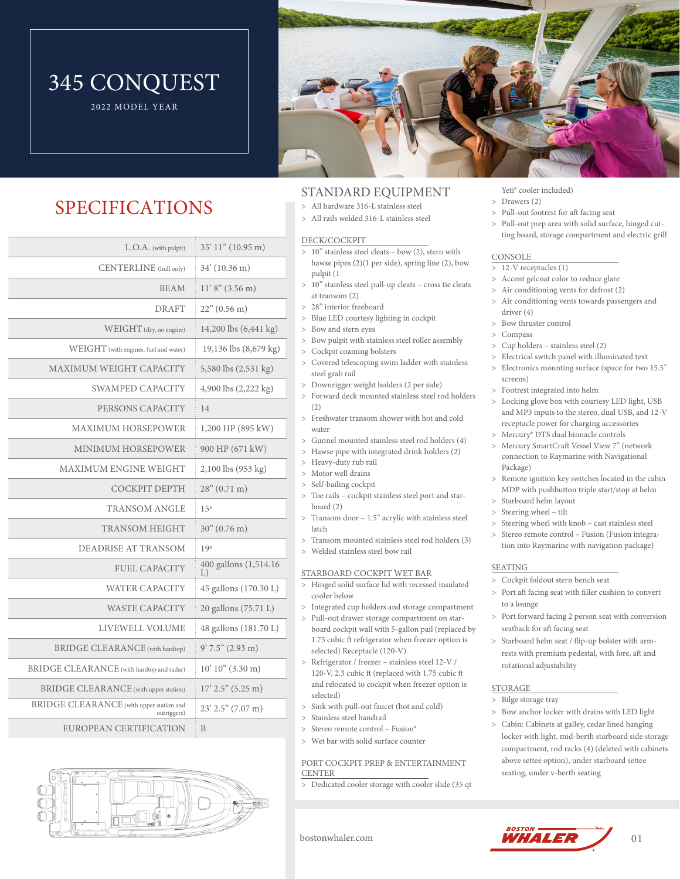# 345 CONQUEST

2022 MODEL YEAR

## SPECIFICATIONS

| | |
|---|---|
| L.O.A. (with pulpit) | 35' 11" (10.95 m) |
| CENTERLINE (hull only) | 34' (10.36 m) |
| BEAM | 11' 8" (3.56 m) |
| DRAFT | 22" (0.56 m) |
| WEIGHT (dry, no engine) | 14,200 lbs (6,441 kg) |
| WEIGHT (with engines, fuel and water) | 19,136 lbs (8,679 kg) |
| MAXIMUM WEIGHT CAPACITY | 5,580 lbs (2,531 kg) |
| SWAMPED CAPACITY | 4,900 lbs (2,222 kg) |
| PERSONS CAPACITY | 14 |
| MAXIMUM HORSEPOWER | 1,200 HP (895 kW) |
| MINIMUM HORSEPOWER | 900 HP (671 kW) |
| MAXIMUM ENGINE WEIGHT | 2,100 lbs (953 kg) |
| COCKPIT DEPTH | 28" (0.71 m) |
| TRANSOM ANGLE | 15º |
| TRANSOM HEIGHT | 30" (0.76 m) |
| DEADRISE AT TRANSOM | 19º |
| FUEL CAPACITY | 400 gallons (1,514.16 L) |
| WATER CAPACITY | 45 gallons (170.30 L) |
| WASTE CAPACITY | 20 gallons (75.71 L) |
| LIVEWELL VOLUME | 48 gallons (181.70 L) |
| BRIDGE CLEARANCE (with hardtop) | 9' 7.5" (2.93 m) |
| BRIDGE CLEARANCE (with hardtop and radar) | 10' 10" (3.30 m) |
| BRIDGE CLEARANCE (with upper station) | 17' 2.5" (5.25 m) |
| BRIDGE CLEARANCE (with upper station and outriggers) | 23' 2.5" (7.07 m) |
| EUROPEAN CERTIFICATION | B |

## STANDARD EQUIPMENT

- All hardware 316-L stainless steel
- All rails welded 316-L stainless steel

### DECK/COCKPIT

- 10" stainless steel cleats – bow (2), stern with hawse pipes (2)(1 per side), spring line (2), bow pulpit (1
- 10" stainless steel pull-up cleats – cross tie cleats at transom (2)
- 28" interior freeboard
- Blue LED courtesy lighting in cockpit
- Bow and stern eyes
- Bow pulpit with stainless steel roller assembly
- Cockpit coaming bolsters
- Covered telescoping swim ladder with stainless steel grab rail
- Downrigger weight holders (2 per side)
- Forward deck mounted stainless steel rod holders (2)
- Freshwater transom shower with hot and cold water
- Gunnel mounted stainless steel rod holders (4)
- Hawse pipe with integrated drink holders (2)
- Heavy-duty rub rail
- Motor well drains
- Self-bailing cockpit
- Toe rails – cockpit stainless steel port and starboard (2)
- Transom door – 1.5" acrylic with stainless steel latch
- Transom mounted stainless steel rod holders (3)
- Welded stainless steel bow rail

### STARBOARD COCKPIT WET BAR

- Hinged solid surface lid with recessed insulated cooler below
- Integrated cup holders and storage compartment
- Pull-out drawer storage compartment on starboard cockpit wall with 5-gallon pail (replaced by 1.75 cubic ft refrigerator when freezer option is selected) Receptacle (120-V)
- Refrigerator / freezer – stainless steel 12-V / 120-V, 2.3 cubic ft (replaced with 1.75 cubic ft and relocated to cockpit when freezer option is selected)
- Sink with pull-out faucet (hot and cold)
- Stainless steel handrail
- Stereo remote control – Fusion®
- Wet bar with solid surface counter

### PORT COCKPIT PREP & ENTERTAINMENT CENTER

- Dedicated cooler storage with cooler slide (35 qt Yeti® cooler included)
- Drawers (2)
- Pull-out footrest for aft facing seat
- Pull-out prep area with solid surface, hinged cutting board, storage compartment and electric grill

### CONSOLE

- 12-V receptacles (1)
- Accent gelcoat color to reduce glare
- Air conditioning vents for defrost (2)
- Air conditioning vents towards passengers and driver (4)
- Bow thruster control
- Compass
- Cup holders – stainless steel (2)
- Electrical switch panel with illuminated text
- Electronics mounting surface (space for two 15.5" screens)
- Footrest integrated into helm
- Locking glove box with courtesy LED light, USB and MP3 inputs to the stereo, dual USB, and 12-V receptacle power for charging accessories
- Mercury® DTS dual binnacle controls
- Mercury SmartCraft Vessel View 7" (network connection to Raymarine with Navigational Package)
- Remote ignition key switches located in the cabin MDP with pushbutton triple start/stop at helm
- Starboard helm layout
- Steering wheel – tilt
- Steering wheel with knob – cast stainless steel
- Stereo remote control – Fusion (Fusion integration into Raymarine with navigation package)

### SEATING

- Cockpit foldout stern bench seat
- Port aft facing seat with filler cushion to convert to a lounge
- Port forward facing 2 person seat with conversion seatback for aft facing seat
- Starboard helm seat / flip-up bolster with armrests with premium pedestal, with fore, aft and rotational adjustability

### STORAGE

- Bilge storage tray
- Bow anchor locker with drains with LED light
- Cabin: Cabinets at galley, cedar lined hanging locker with light, mid-berth starboard side storage compartment, rod racks (4) (deleted with cabinets above settee option), under starboard settee seating, under v-berth seating

bostonwhaler.com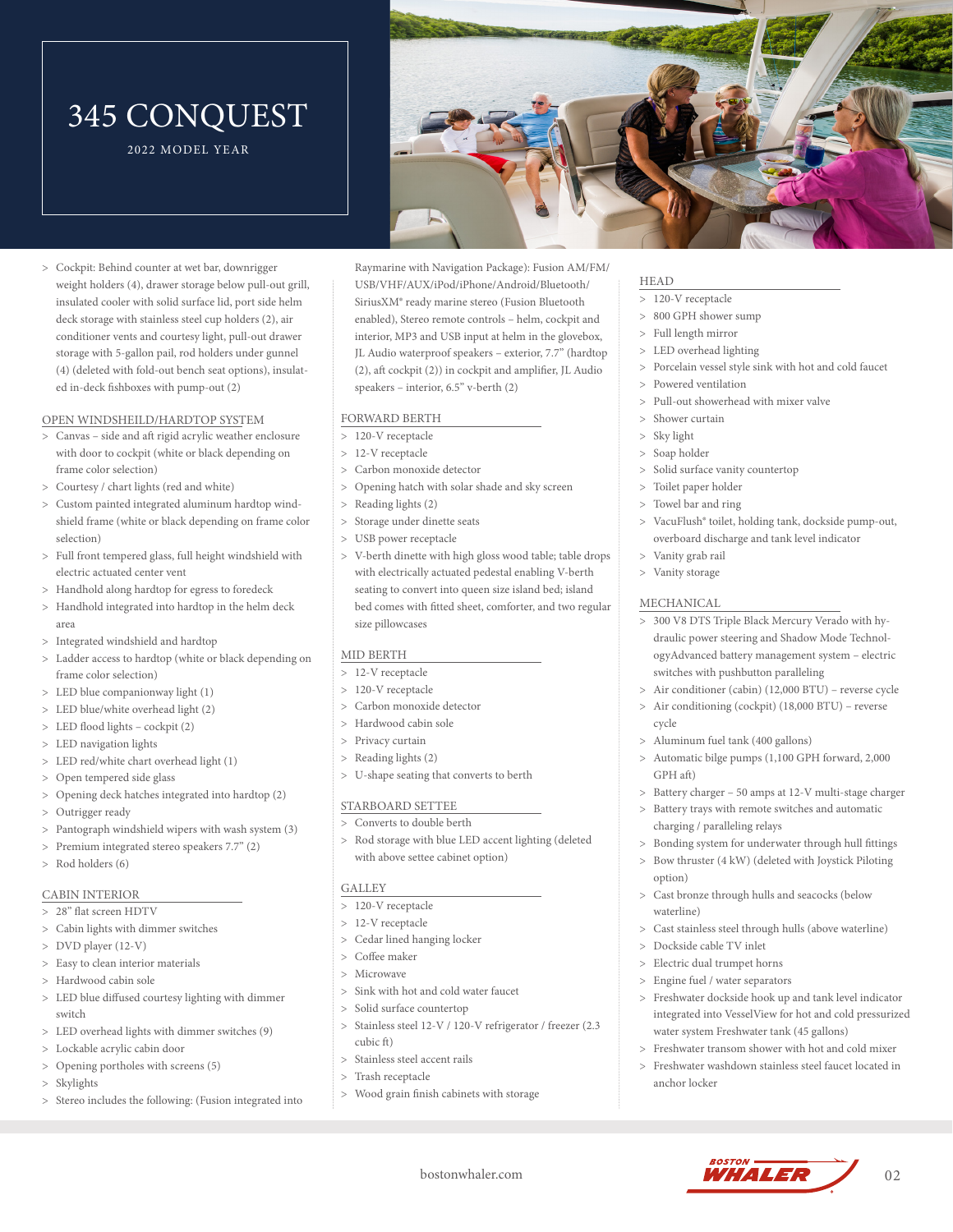# 345 CONQUEST

2022 MODEL YEAR

- Cockpit: Behind counter at wet bar, downrigger weight holders (4), drawer storage below pull-out grill, insulated cooler with solid surface lid, port side helm deck storage with stainless steel cup holders (2), air conditioner vents and courtesy light, pull-out drawer storage with 5-gallon pail, rod holders under gunnel (4) (deleted with fold-out bench seat options), insulated in-deck fishboxes with pump-out (2)

## OPEN WINDSHEILD/HARDTOP SYSTEM

- Canvas – side and aft rigid acrylic weather enclosure with door to cockpit (white or black depending on frame color selection)
- Courtesy / chart lights (red and white)
- Custom painted integrated aluminum hardtop windshield frame (white or black depending on frame color selection)
- Full front tempered glass, full height windshield with electric actuated center vent
- Handhold along hardtop for egress to foredeck
- Handhold integrated into hardtop in the helm deck area
- Integrated windshield and hardtop
- Ladder access to hardtop (white or black depending on frame color selection)
- LED blue companionway light (1)
- LED blue/white overhead light (2)
- LED flood lights – cockpit (2)
- LED navigation lights
- LED red/white chart overhead light (1)
- Open tempered side glass
- Opening deck hatches integrated into hardtop (2)
- Outrigger ready
- Pantograph windshield wipers with wash system (3)
- Premium integrated stereo speakers 7.7" (2)
- Rod holders (6)

## CABIN INTERIOR

- 28" flat screen HDTV
- Cabin lights with dimmer switches
- DVD player (12-V)
- Easy to clean interior materials
- Hardwood cabin sole
- LED blue diffused courtesy lighting with dimmer switch
- LED overhead lights with dimmer switches (9)
- Lockable acrylic cabin door
- Opening portholes with screens (5)
- Skylights
- Stereo includes the following: (Fusion integrated into Raymarine with Navigation Package): Fusion AM/FM/USB/VHF/AUX/iPod/iPhone/Android/Bluetooth/SiriusXM® ready marine stereo (Fusion Bluetooth enabled), Stereo remote controls – helm, cockpit and interior, MP3 and USB input at helm in the glovebox, JL Audio waterproof speakers – exterior, 7.7" (hardtop (2), aft cockpit (2)) in cockpit and amplifier, JL Audio speakers – interior, 6.5" v-berth (2)

## FORWARD BERTH

- 120-V receptacle
- 12-V receptacle
- Carbon monoxide detector
- Opening hatch with solar shade and sky screen
- Reading lights (2)
- Storage under dinette seats
- USB power receptacle
- V-berth dinette with high gloss wood table; table drops with electrically actuated pedestal enabling V-berth seating to convert into queen size island bed; island bed comes with fitted sheet, comforter, and two regular size pillowcases

## MID BERTH

- 12-V receptacle
- 120-V receptacle
- Carbon monoxide detector
- Hardwood cabin sole
- Privacy curtain
- Reading lights (2)
- U-shape seating that converts to berth

## STARBOARD SETTEE

- Converts to double berth
- Rod storage with blue LED accent lighting (deleted with above settee cabinet option)

## GALLEY

- 120-V receptacle
- 12-V receptacle
- Cedar lined hanging locker
- Coffee maker
- Microwave
- Sink with hot and cold water faucet
- Solid surface countertop
- Stainless steel 12-V / 120-V refrigerator / freezer (2.3 cubic ft)
- Stainless steel accent rails
- Trash receptacle
- Wood grain finish cabinets with storage

## HEAD

- 120-V receptacle
- 800 GPH shower sump
- Full length mirror
- LED overhead lighting
- Porcelain vessel style sink with hot and cold faucet
- Powered ventilation
- Pull-out showerhead with mixer valve
- Shower curtain
- Sky light
- Soap holder
- Solid surface vanity countertop
- Toilet paper holder
- Towel bar and ring
- VacuFlush® toilet, holding tank, dockside pump-out, overboard discharge and tank level indicator
- Vanity grab rail
- Vanity storage

## MECHANICAL

- 300 V8 DTS Triple Black Mercury Verado with hydraulic power steering and Shadow Mode TechnologyAdvanced battery management system – electric switches with pushbutton paralleling
- Air conditioner (cabin) (12,000 BTU) – reverse cycle
- Air conditioning (cockpit) (18,000 BTU) – reverse cycle
- Aluminum fuel tank (400 gallons)
- Automatic bilge pumps (1,100 GPH forward, 2,000 GPH aft)
- Battery charger – 50 amps at 12-V multi-stage charger
- Battery trays with remote switches and automatic charging / paralleling relays
- Bonding system for underwater through hull fittings
- Bow thruster (4 kW) (deleted with Joystick Piloting option)
- Cast bronze through hulls and seacocks (below waterline)
- Cast stainless steel through hulls (above waterline)
- Dockside cable TV inlet
- Electric dual trumpet horns
- Engine fuel / water separators
- Freshwater dockside hook up and tank level indicator integrated into VesselView for hot and cold pressurized water system Freshwater tank (45 gallons)
- Freshwater transom shower with hot and cold mixer
- Freshwater washdown stainless steel faucet located in anchor locker

bostonwhaler.com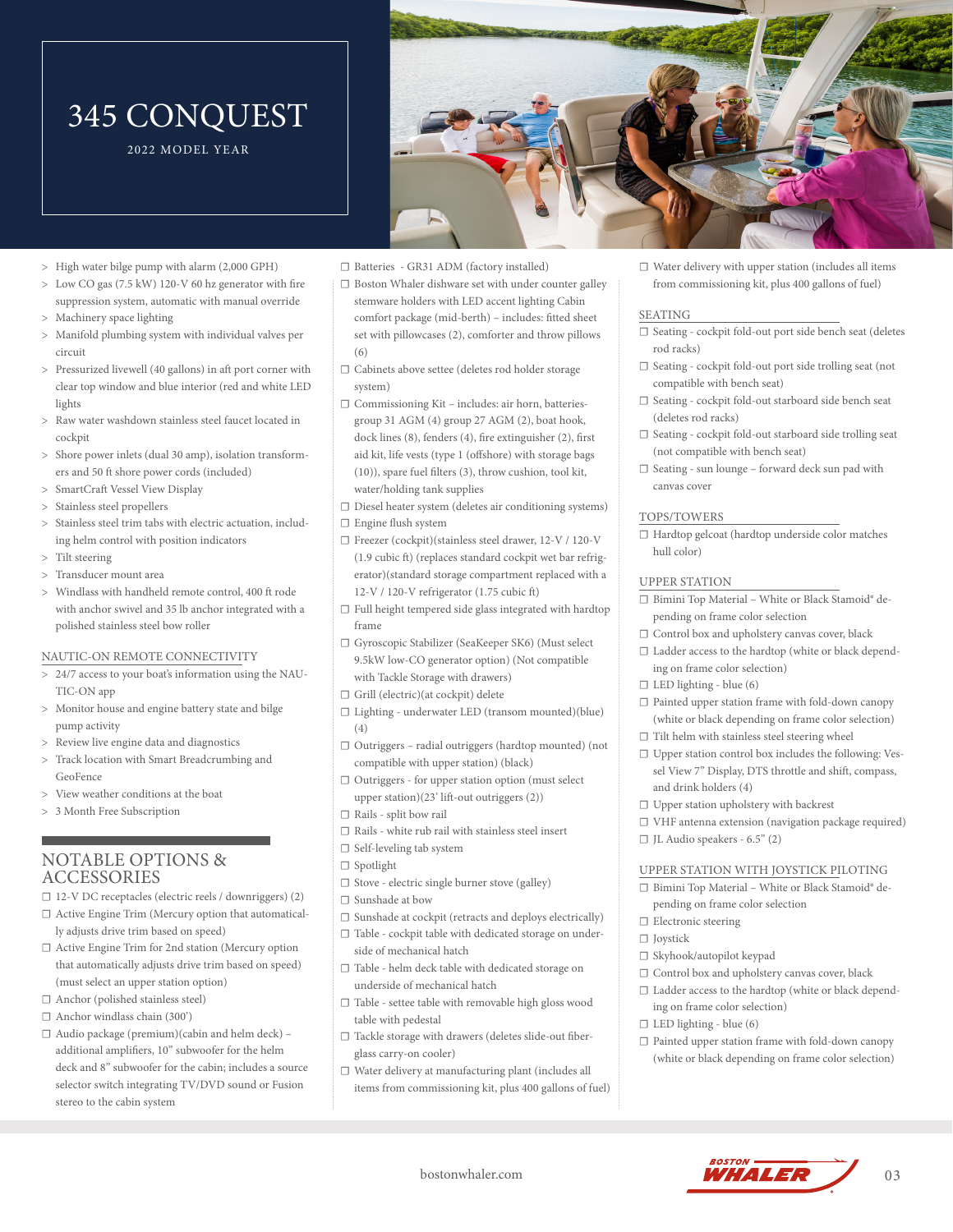# 345 CONQUEST

2022 MODEL YEAR

- High water bilge pump with alarm (2,000 GPH)
- Low CO gas (7.5 kW) 120-V 60 hz generator with fire suppression system, automatic with manual override
- Machinery space lighting
- Manifold plumbing system with individual valves per circuit
- Pressurized livewell (40 gallons) in aft port corner with clear top window and blue interior (red and white LED lights
- Raw water washdown stainless steel faucet located in cockpit
- Shore power inlets (dual 30 amp), isolation transformers and 50 ft shore power cords (included)
- SmartCraft Vessel View Display
- Stainless steel propellers
- Stainless steel trim tabs with electric actuation, including helm control with position indicators
- Tilt steering
- Transducer mount area
- Windlass with handheld remote control, 400 ft rode with anchor swivel and 35 lb anchor integrated with a polished stainless steel bow roller

### NAUTIC-ON REMOTE CONNECTIVITY

- 24/7 access to your boat's information using the NAUTIC-ON app
- Monitor house and engine battery state and bilge pump activity
- Review live engine data and diagnostics
- Track location with Smart Breadcrumbing and GeoFence
- View weather conditions at the boat
- 3 Month Free Subscription

## NOTABLE OPTIONS & ACCESSORIES

- ☐ 12-V DC receptacles (electric reels / downriggers) (2)
- ☐ Active Engine Trim (Mercury option that automatically adjusts drive trim based on speed)
- ☐ Active Engine Trim for 2nd station (Mercury option that automatically adjusts drive trim based on speed) (must select an upper station option)
- ☐ Anchor (polished stainless steel)
- ☐ Anchor windlass chain (300')
- ☐ Audio package (premium)(cabin and helm deck) – additional amplifiers, 10" subwoofer for the helm deck and 8" subwoofer for the cabin; includes a source selector switch integrating TV/DVD sound or Fusion stereo to the cabin system
- ☐ Batteries - GR31 ADM (factory installed)
- ☐ Boston Whaler dishware set with under counter galley stemware holders with LED accent lighting Cabin comfort package (mid-berth) – includes: fitted sheet set with pillowcases (2), comforter and throw pillows (6)
- ☐ Cabinets above settee (deletes rod holder storage system)
- ☐ Commissioning Kit – includes: air horn, batteries-group 31 AGM (4) group 27 AGM (2), boat hook, dock lines (8), fenders (4), fire extinguisher (2), first aid kit, life vests (type 1 (offshore) with storage bags (10)), spare fuel filters (3), throw cushion, tool kit, water/holding tank supplies
- ☐ Diesel heater system (deletes air conditioning systems)
- ☐ Engine flush system
- ☐ Freezer (cockpit)(stainless steel drawer, 12-V / 120-V (1.9 cubic ft) (replaces standard cockpit wet bar refrigerator)(standard storage compartment replaced with a 12-V / 120-V refrigerator (1.75 cubic ft)
- ☐ Full height tempered side glass integrated with hardtop frame
- ☐ Gyroscopic Stabilizer (SeaKeeper SK6) (Must select 9.5kW low-CO generator option) (Not compatible with Tackle Storage with drawers)
- ☐ Grill (electric)(at cockpit) delete
- ☐ Lighting - underwater LED (transom mounted)(blue) (4)
- ☐ Outriggers – radial outriggers (hardtop mounted) (not compatible with upper station) (black)
- ☐ Outriggers - for upper station option (must select upper station)(23' lift-out outriggers (2))
- ☐ Rails - split bow rail
- ☐ Rails - white rub rail with stainless steel insert
- ☐ Self-leveling tab system
- ☐ Spotlight
- ☐ Stove - electric single burner stove (galley)
- ☐ Sunshade at bow
- ☐ Sunshade at cockpit (retracts and deploys electrically)
- ☐ Table - cockpit table with dedicated storage on underside of mechanical hatch
- ☐ Table - helm deck table with dedicated storage on underside of mechanical hatch
- ☐ Table - settee table with removable high gloss wood table with pedestal
- ☐ Tackle storage with drawers (deletes slide-out fiberglass carry-on cooler)
- ☐ Water delivery at manufacturing plant (includes all items from commissioning kit, plus 400 gallons of fuel)
- ☐ Water delivery with upper station (includes all items from commissioning kit, plus 400 gallons of fuel)

### SEATING

- ☐ Seating - cockpit fold-out port side bench seat (deletes rod racks)
- ☐ Seating - cockpit fold-out port side trolling seat (not compatible with bench seat)
- ☐ Seating - cockpit fold-out starboard side bench seat (deletes rod racks)
- ☐ Seating - cockpit fold-out starboard side trolling seat (not compatible with bench seat)
- ☐ Seating - sun lounge – forward deck sun pad with canvas cover

### TOPS/TOWERS

- ☐ Hardtop gelcoat (hardtop underside color matches hull color)

### UPPER STATION

- ☐ Bimini Top Material – White or Black Stamoid® depending on frame color selection
- ☐ Control box and upholstery canvas cover, black
- ☐ Ladder access to the hardtop (white or black depending on frame color selection)
- ☐ LED lighting - blue (6)
- ☐ Painted upper station frame with fold-down canopy (white or black depending on frame color selection)
- ☐ Tilt helm with stainless steel steering wheel
- ☐ Upper station control box includes the following: Vessel View 7" Display, DTS throttle and shift, compass, and drink holders (4)
- ☐ Upper station upholstery with backrest
- ☐ VHF antenna extension (navigation package required)
- ☐ JL Audio speakers - 6.5" (2)

### UPPER STATION WITH JOYSTICK PILOTING

- ☐ Bimini Top Material – White or Black Stamoid® depending on frame color selection
- ☐ Electronic steering
- ☐ Joystick
- ☐ Skyhook/autopilot keypad
- ☐ Control box and upholstery canvas cover, black
- ☐ Ladder access to the hardtop (white or black depending on frame color selection)
- ☐ LED lighting - blue (6)
- ☐ Painted upper station frame with fold-down canopy (white or black depending on frame color selection)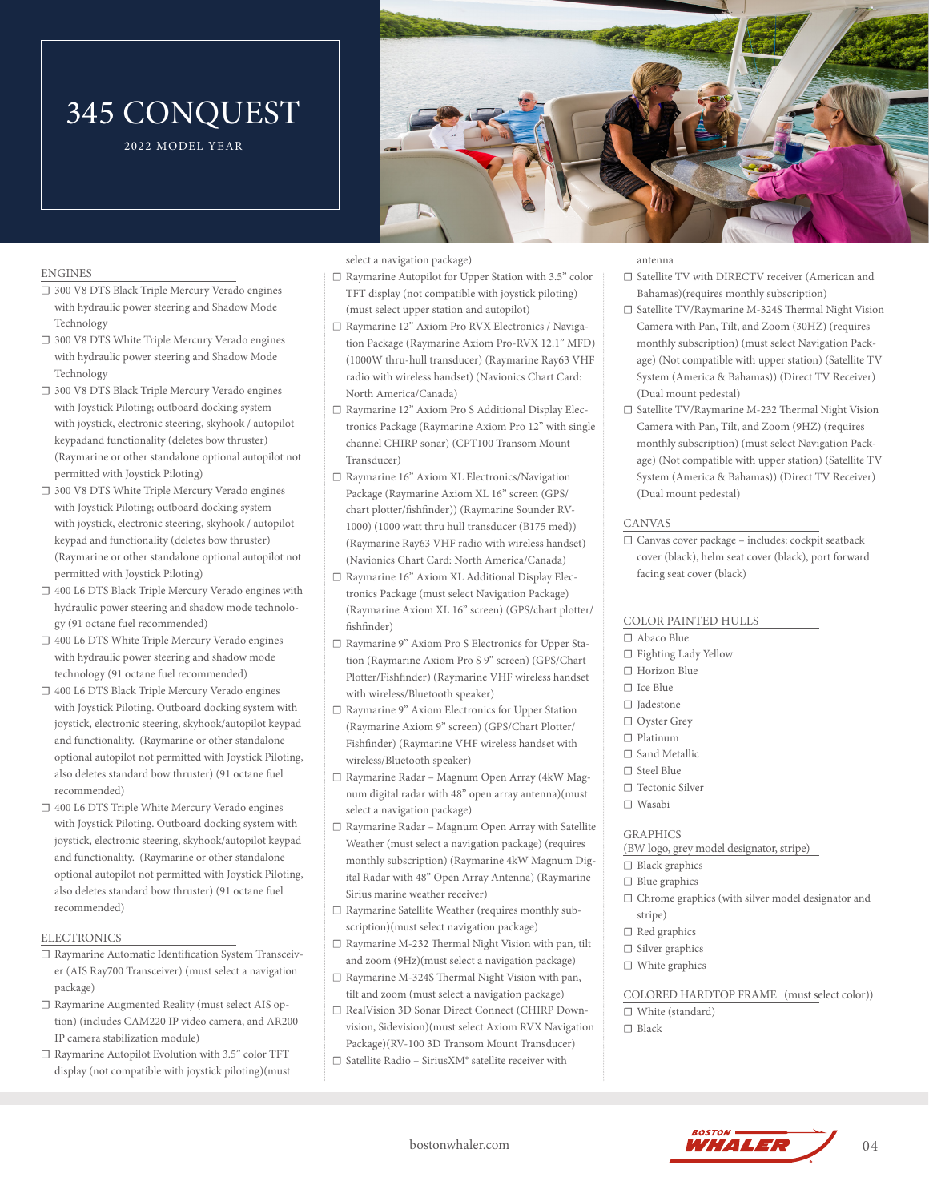# 345 CONQUEST

2022 MODEL YEAR

## ENGINES

- ☐ 300 V8 DTS Black Triple Mercury Verado engines with hydraulic power steering and Shadow Mode Technology
- ☐ 300 V8 DTS White Triple Mercury Verado engines with hydraulic power steering and Shadow Mode Technology
- ☐ 300 V8 DTS Black Triple Mercury Verado engines with Joystick Piloting; outboard docking system with joystick, electronic steering, skyhook / autopilot keypadand functionality (deletes bow thruster) (Raymarine or other standalone optional autopilot not permitted with Joystick Piloting)
- ☐ 300 V8 DTS White Triple Mercury Verado engines with Joystick Piloting; outboard docking system with joystick, electronic steering, skyhook / autopilot keypad and functionality (deletes bow thruster) (Raymarine or other standalone optional autopilot not permitted with Joystick Piloting)
- ☐ 400 L6 DTS Black Triple Mercury Verado engines with hydraulic power steering and shadow mode technology (91 octane fuel recommended)
- ☐ 400 L6 DTS White Triple Mercury Verado engines with hydraulic power steering and shadow mode technology (91 octane fuel recommended)
- ☐ 400 L6 DTS Black Triple Mercury Verado engines with Joystick Piloting. Outboard docking system with joystick, electronic steering, skyhook/autopilot keypad and functionality. (Raymarine or other standalone optional autopilot not permitted with Joystick Piloting, also deletes standard bow thruster) (91 octane fuel recommended)
- ☐ 400 L6 DTS Triple White Mercury Verado engines with Joystick Piloting. Outboard docking system with joystick, electronic steering, skyhook/autopilot keypad and functionality. (Raymarine or other standalone optional autopilot not permitted with Joystick Piloting, also deletes standard bow thruster) (91 octane fuel recommended)

## ELECTRONICS

- ☐ Raymarine Automatic Identification System Transceiver (AIS Ray700 Transceiver) (must select a navigation package)
- ☐ Raymarine Augmented Reality (must select AIS option) (includes CAM220 IP video camera, and AR200 IP camera stabilization module)
- ☐ Raymarine Autopilot Evolution with 3.5" color TFT display (not compatible with joystick piloting)(must select a navigation package)
- ☐ Raymarine Autopilot for Upper Station with 3.5" color TFT display (not compatible with joystick piloting) (must select upper station and autopilot)
- ☐ Raymarine 12" Axiom Pro RVX Electronics / Navigation Package (Raymarine Axiom Pro-RVX 12.1" MFD) (1000W thru-hull transducer) (Raymarine Ray63 VHF radio with wireless handset) (Navionics Chart Card: North America/Canada)
- ☐ Raymarine 12" Axiom Pro S Additional Display Electronics Package (Raymarine Axiom Pro 12" with single channel CHIRP sonar) (CPT100 Transom Mount Transducer)
- ☐ Raymarine 16" Axiom XL Electronics/Navigation Package (Raymarine Axiom XL 16" screen (GPS/chart plotter/fishfinder)) (Raymarine Sounder RV-1000) (1000 watt thru hull transducer (B175 med)) (Raymarine Ray63 VHF radio with wireless handset) (Navionics Chart Card: North America/Canada)
- ☐ Raymarine 16" Axiom XL Additional Display Electronics Package (must select Navigation Package) (Raymarine Axiom XL 16" screen) (GPS/chart plotter/fishfinder)
- ☐ Raymarine 9" Axiom Pro S Electronics for Upper Station (Raymarine Axiom Pro S 9" screen) (GPS/Chart Plotter/Fishfinder) (Raymarine VHF wireless handset with wireless/Bluetooth speaker)
- ☐ Raymarine 9" Axiom Electronics for Upper Station (Raymarine Axiom 9" screen) (GPS/Chart Plotter/Fishfinder) (Raymarine VHF wireless handset with wireless/Bluetooth speaker)
- ☐ Raymarine Radar – Magnum Open Array (4kW Magnum digital radar with 48" open array antenna)(must select a navigation package)
- ☐ Raymarine Radar – Magnum Open Array with Satellite Weather (must select a navigation package) (requires monthly subscription) (Raymarine 4kW Magnum Digital Radar with 48" Open Array Antenna) (Raymarine Sirius marine weather receiver)
- ☐ Raymarine Satellite Weather (requires monthly subscription)(must select navigation package)
- ☐ Raymarine M-232 Thermal Night Vision with pan, tilt and zoom (9Hz)(must select a navigation package)
- ☐ Raymarine M-324S Thermal Night Vision with pan, tilt and zoom (must select a navigation package)
- ☐ RealVision 3D Sonar Direct Connect (CHIRP Downvision, Sidevision)(must select Axiom RVX Navigation Package)(RV-100 3D Transom Mount Transducer)
- ☐ Satellite Radio – SiriusXM® satellite receiver with antenna
- ☐ Satellite TV with DIRECTV receiver (American and Bahamas)(requires monthly subscription)
- ☐ Satellite TV/Raymarine M-324S Thermal Night Vision Camera with Pan, Tilt, and Zoom (30HZ) (requires monthly subscription) (must select Navigation Package) (Not compatible with upper station) (Satellite TV System (America & Bahamas)) (Direct TV Receiver) (Dual mount pedestal)
- ☐ Satellite TV/Raymarine M-232 Thermal Night Vision Camera with Pan, Tilt, and Zoom (9HZ) (requires monthly subscription) (must select Navigation Package) (Not compatible with upper station) (Satellite TV System (America & Bahamas)) (Direct TV Receiver) (Dual mount pedestal)

## CANVAS

- ☐ Canvas cover package – includes: cockpit seatback cover (black), helm seat cover (black), port forward facing seat cover (black)

## COLOR PAINTED HULLS

- ☐ Abaco Blue
- ☐ Fighting Lady Yellow
- ☐ Horizon Blue
- ☐ Ice Blue
- ☐ Jadestone
- ☐ Oyster Grey
- ☐ Platinum
- ☐ Sand Metallic
- ☐ Steel Blue
- ☐ Tectonic Silver
- ☐ Wasabi

## GRAPHICS

(BW logo, grey model designator, stripe)

- ☐ Black graphics
- ☐ Blue graphics
- ☐ Chrome graphics (with silver model designator and stripe)
- ☐ Red graphics
- ☐ Silver graphics
- ☐ White graphics

## COLORED HARDTOP FRAME (must select color))

- ☐ White (standard)
- ☐ Black

bostonwhaler.com